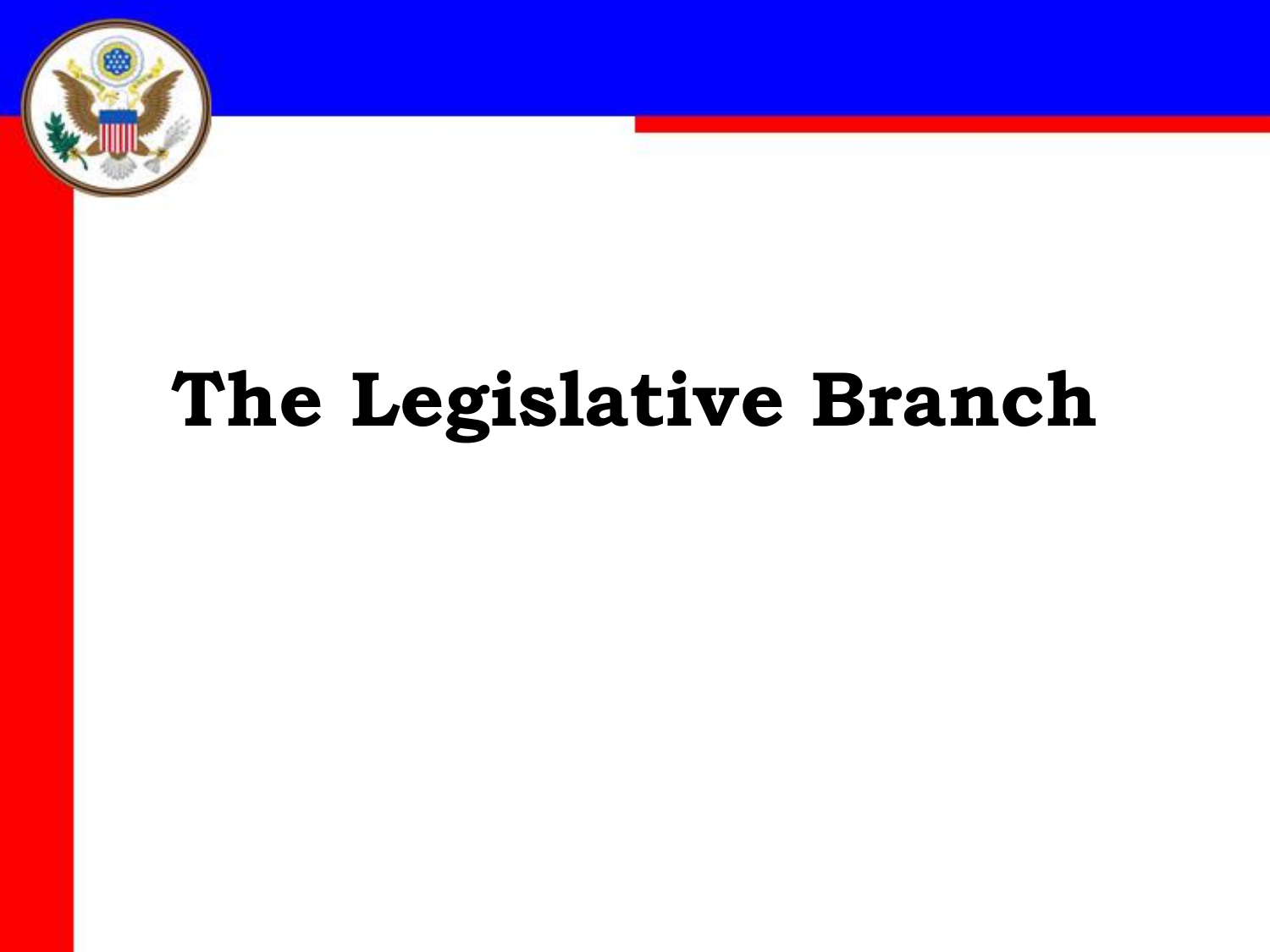# The Legislative Branch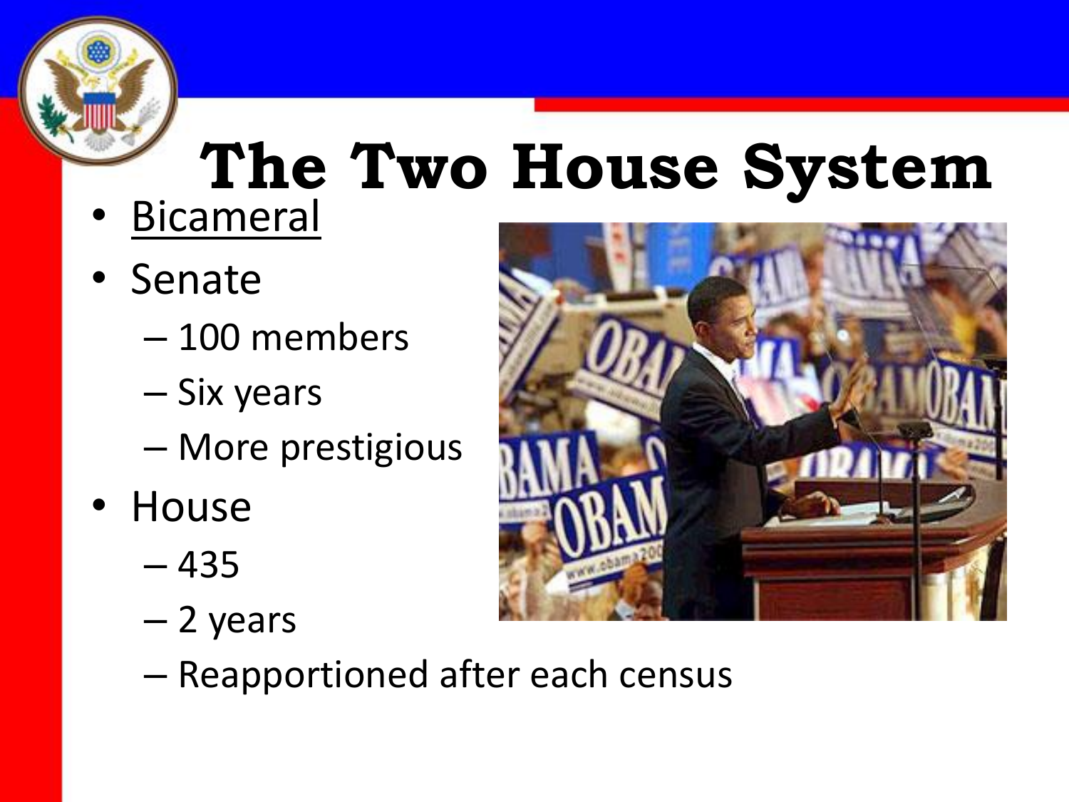# The Two House System

- <u>Bicameral</u>
- Senate
  - 100 members
  - Six years
  - More prestigious
- House
  - 435
  - 2 years
  - Reapportioned after each census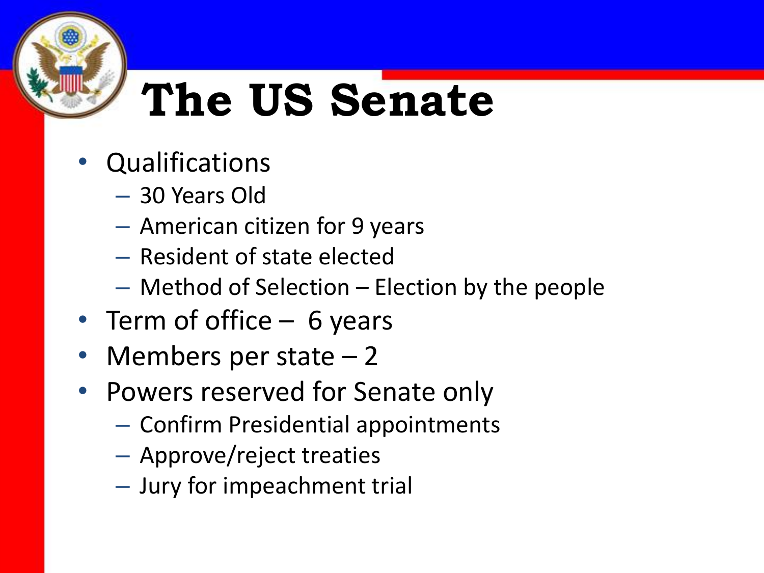# The US Senate

- Qualifications
  - 30 Years Old
  - American citizen for 9 years
  - Resident of state elected
  - Method of Selection – Election by the people
- Term of office – 6 years
- Members per state – 2
- Powers reserved for Senate only
  - Confirm Presidential appointments
  - Approve/reject treaties
  - Jury for impeachment trial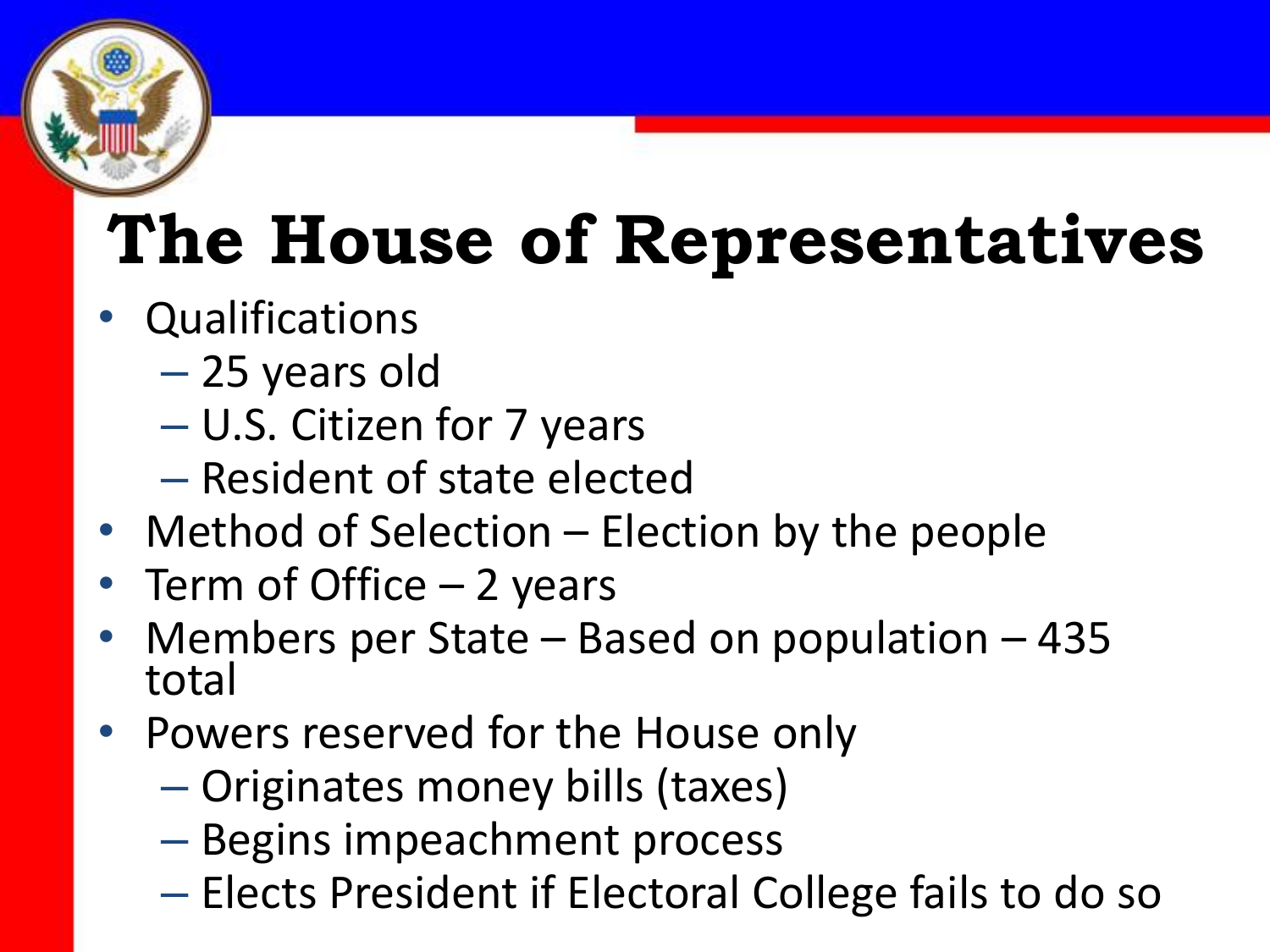# The House of Representatives

- Qualifications
  - 25 years old
  - U.S. Citizen for 7 years
  - Resident of state elected
- Method of Selection – Election by the people
- Term of Office – 2 years
- Members per State – Based on population – 435 total
- Powers reserved for the House only
  - Originates money bills (taxes)
  - Begins impeachment process
  - Elects President if Electoral College fails to do so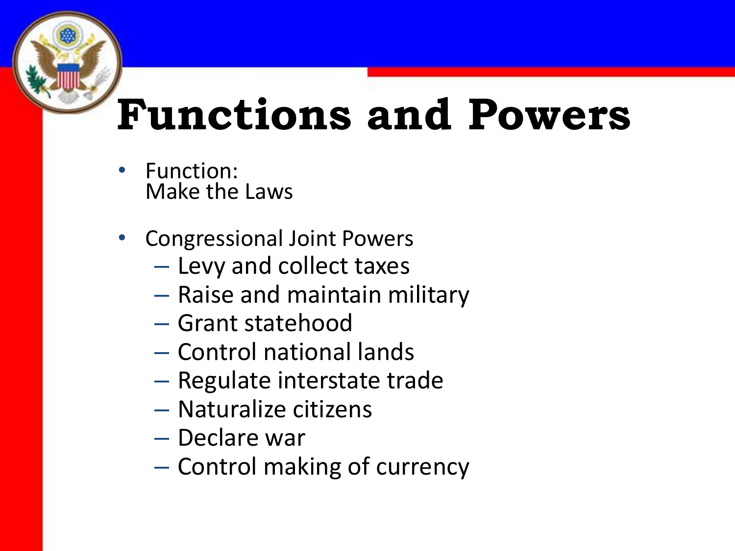# Functions and Powers

- Function:
  Make the Laws

- Congressional Joint Powers
  - Levy and collect taxes
  - Raise and maintain military
  - Grant statehood
  - Control national lands
  - Regulate interstate trade
  - Naturalize citizens
  - Declare war
  - Control making of currency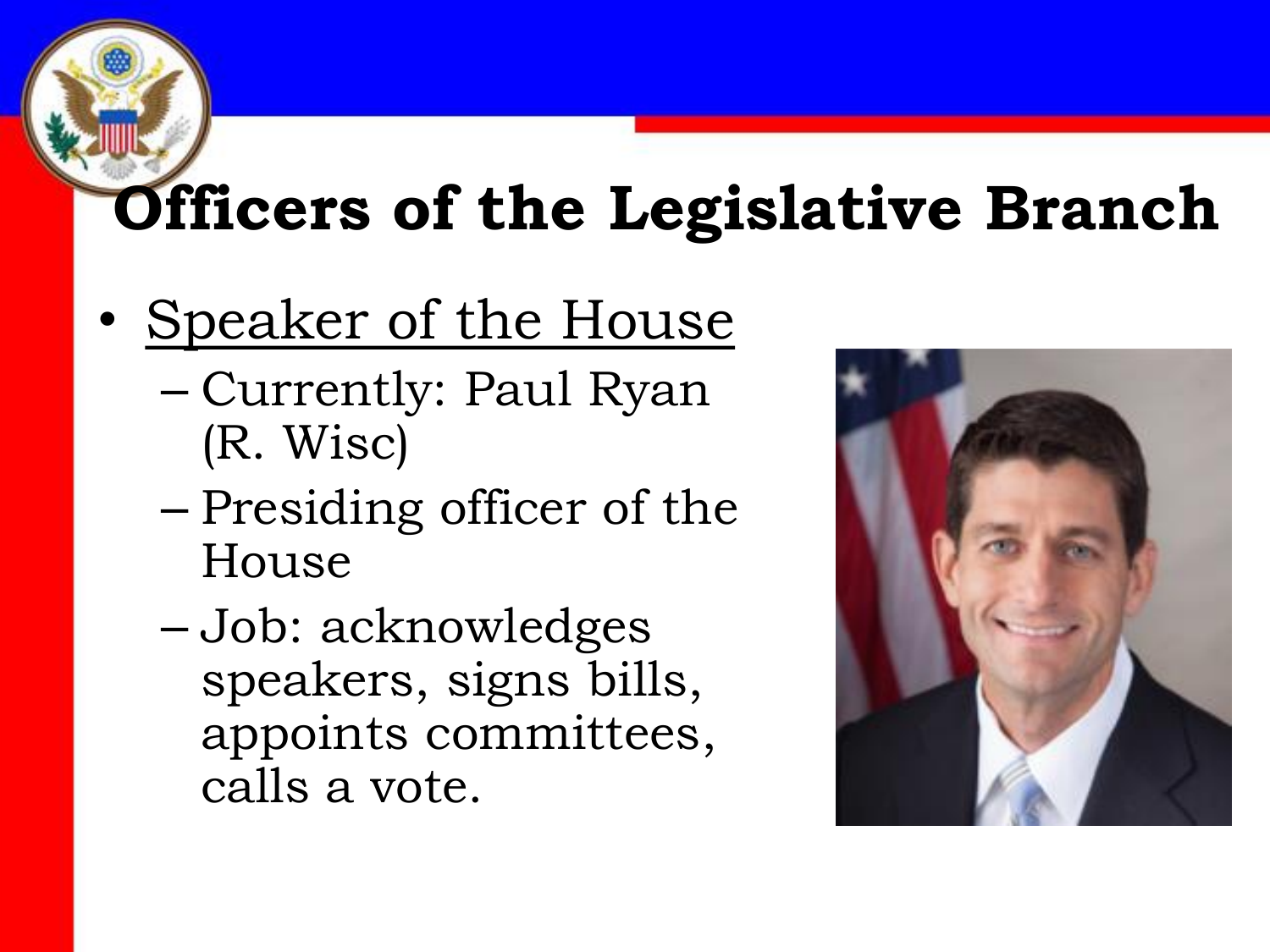# Officers of the Legislative Branch

- Speaker of the House
  - Currently: Paul Ryan (R. Wisc)
  - Presiding officer of the House
  - Job: acknowledges speakers, signs bills, appoints committees, calls a vote.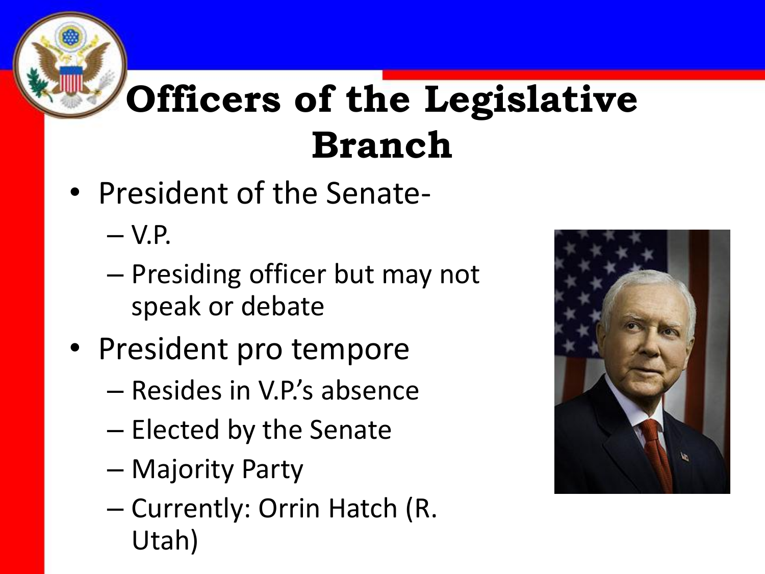# Officers of the Legislative Branch

- President of the Senate-
  - V.P.
  - Presiding officer but may not speak or debate
- President pro tempore
  - Resides in V.P.'s absence
  - Elected by the Senate
  - Majority Party
  - Currently: Orrin Hatch (R. Utah)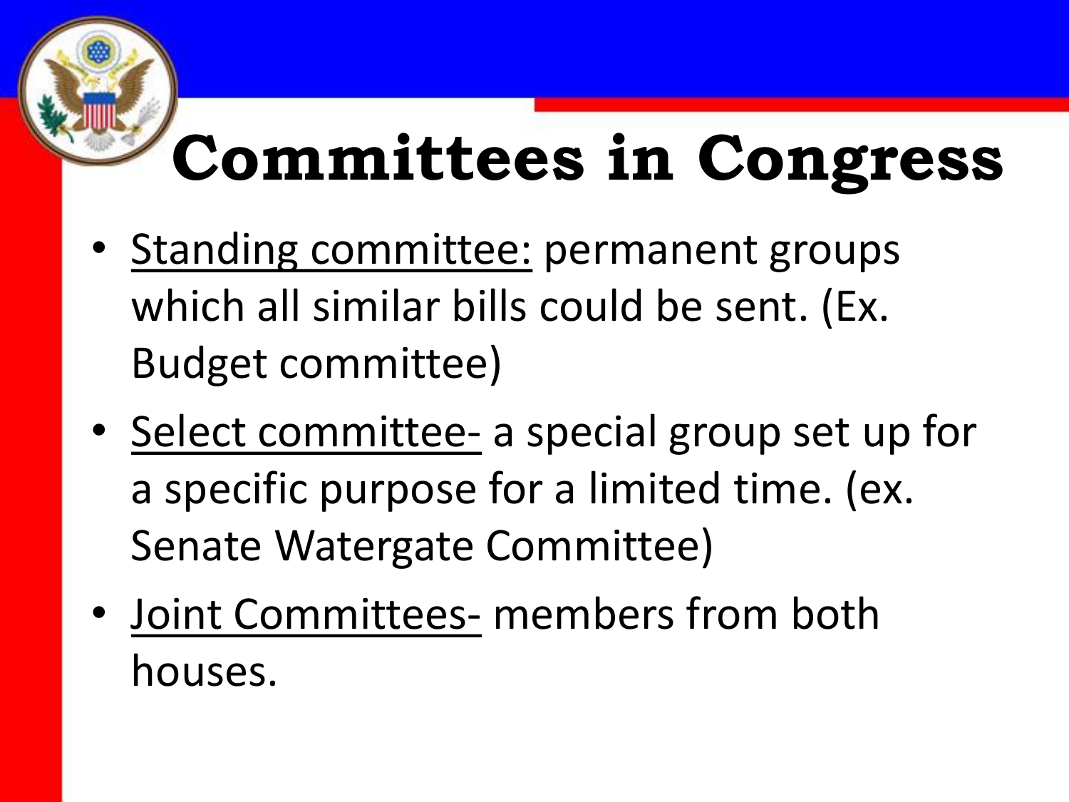# Committees in Congress

- Standing committee: permanent groups which all similar bills could be sent. (Ex. Budget committee)
- Select committee- a special group set up for a specific purpose for a limited time. (ex. Senate Watergate Committee)
- Joint Committees- members from both houses.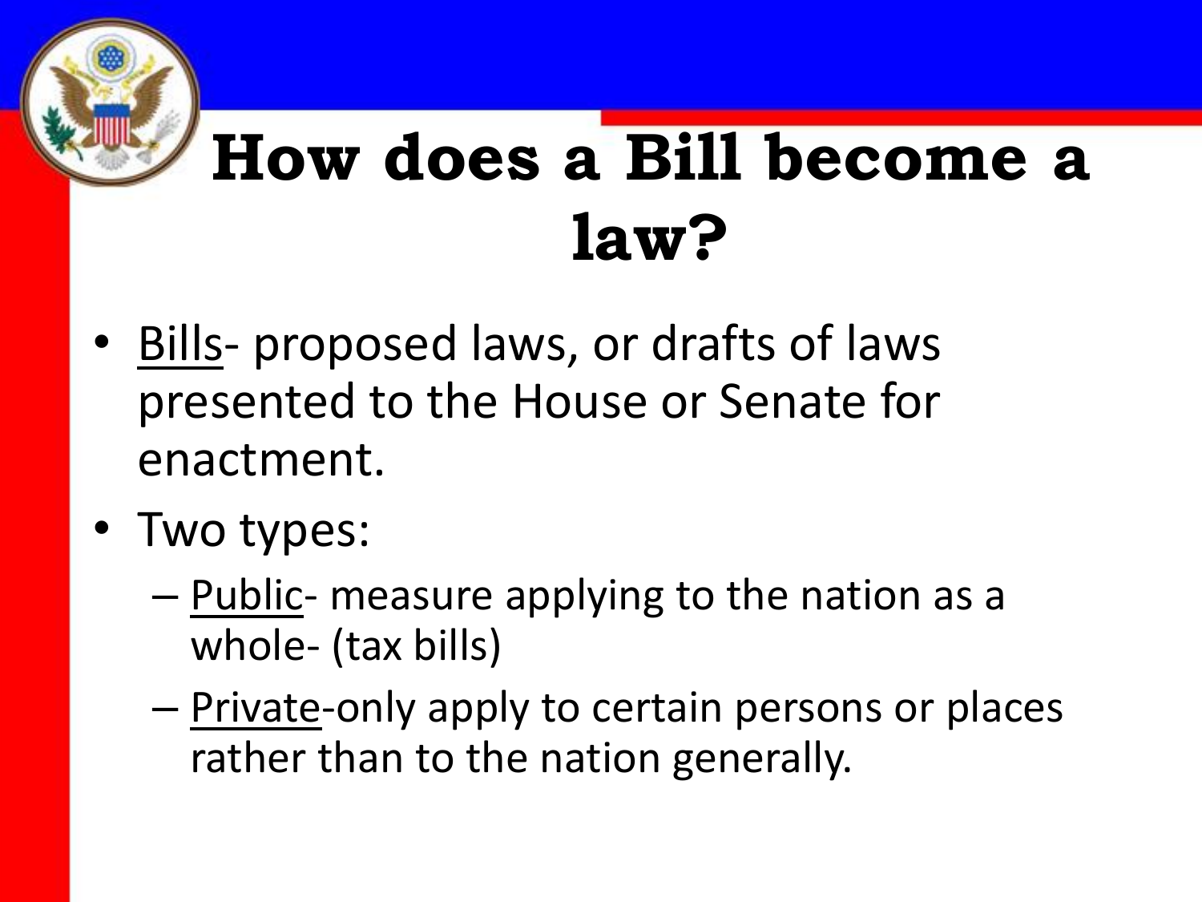# How does a Bill become a law?

- Bills- proposed laws, or drafts of laws presented to the House or Senate for enactment.
- Two types:
  - Public- measure applying to the nation as a whole- (tax bills)
  - Private-only apply to certain persons or places rather than to the nation generally.